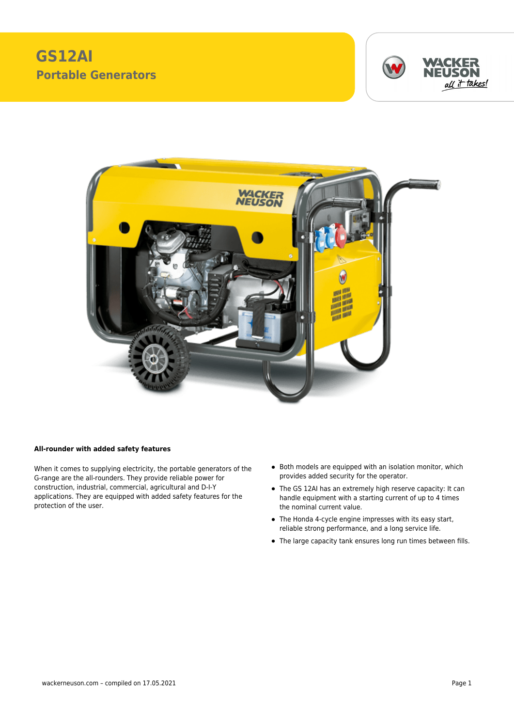# GS12AI

## Portable Generators

### All-rounder with added safety features

When it comes to supplying electricity, the portable generators of the G-range are the all-rounders. They provide reliable power for construction, industrial, commercial, agricultural and D-I-Y applications. They are equipped with added safety features for the protection of the user.

- Both models are equipped with an isolation monitor, which provides added security for the operator.
- The GS 12AI has an extremely high reserve capacity: It can handle equipment with a starting current of up to 4 times the nominal current value.
- The Honda 4-cycle engine impresses with its easy start, reliable strong performance, and a long service life.
- The large capacity tank ensures long run times between fills.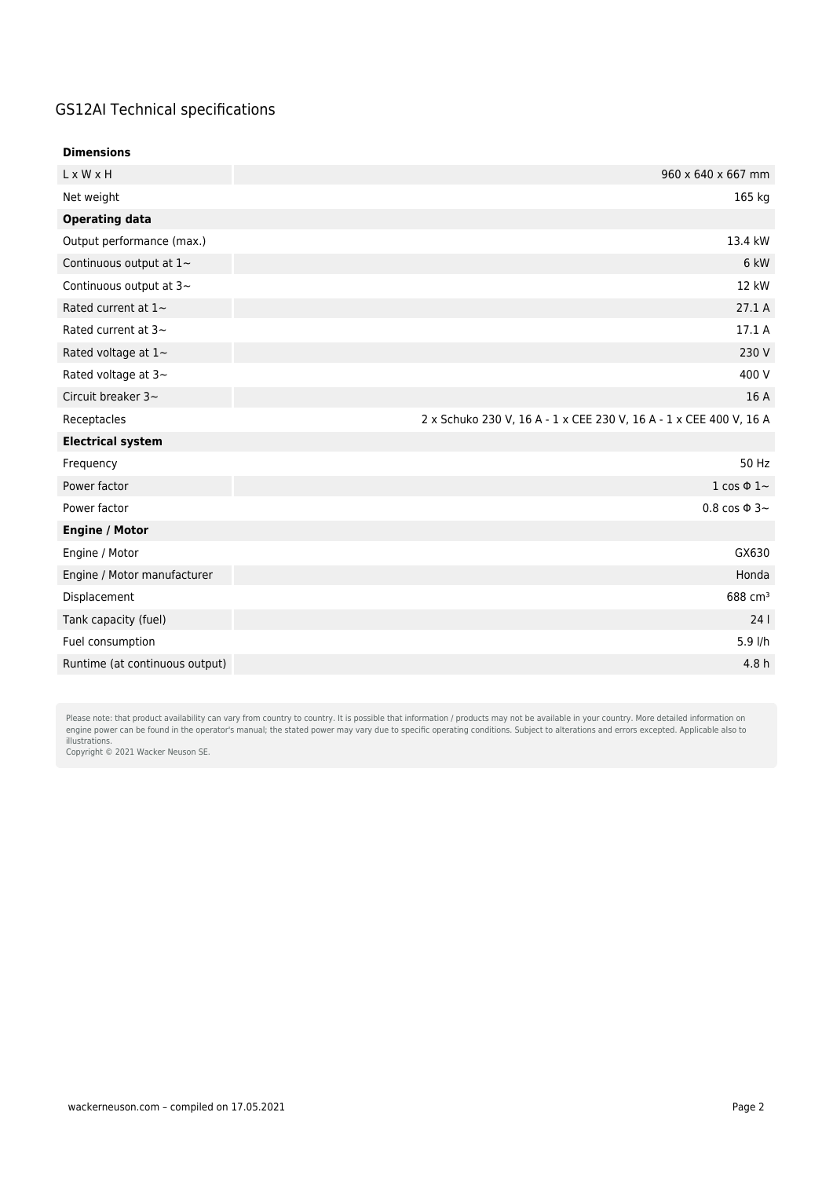## GS12AI Technical specifications

| | |
|---|---|
| **Dimensions** | |
| L x W x H | 960 x 640 x 667 mm |
| Net weight | 165 kg |
| **Operating data** | |
| Output performance (max.) | 13.4 kW |
| Continuous output at 1~ | 6 kW |
| Continuous output at 3~ | 12 kW |
| Rated current at 1~ | 27.1 A |
| Rated current at 3~ | 17.1 A |
| Rated voltage at 1~ | 230 V |
| Rated voltage at 3~ | 400 V |
| Circuit breaker 3~ | 16 A |
| Receptacles | 2 x Schuko 230 V, 16 A - 1 x CEE 230 V, 16 A - 1 x CEE 400 V, 16 A |
| **Electrical system** | |
| Frequency | 50 Hz |
| Power factor | 1 cos Φ 1~ |
| Power factor | 0.8 cos Φ 3~ |
| **Engine / Motor** | |
| Engine / Motor | GX630 |
| Engine / Motor manufacturer | Honda |
| Displacement | 688 cm³ |
| Tank capacity (fuel) | 24 l |
| Fuel consumption | 5.9 l/h |
| Runtime (at continuous output) | 4.8 h |

Please note: that product availability can vary from country to country. It is possible that information / products may not be available in your country. More detailed information on engine power can be found in the operator's manual; the stated power may vary due to specific operating conditions. Subject to alterations and errors excepted. Applicable also to illustrations.
Copyright © 2021 Wacker Neuson SE.

wackerneuson.com – compiled on 17.05.2021